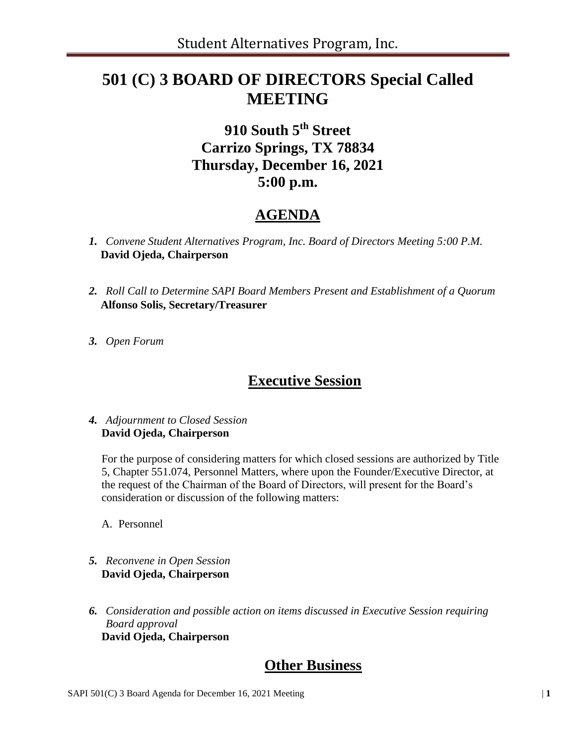# 501 (C) 3 BOARD OF DIRECTORS Special Called MEETING

## 910 South 5th Street
## Carrizo Springs, TX 78834
## Thursday, December 16, 2021
## 5:00 p.m.

## AGENDA

1. *Convene Student Alternatives Program, Inc. Board of Directors Meeting 5:00 P.M.*
   **David Ojeda, Chairperson**

2. *Roll Call to Determine SAPI Board Members Present and Establishment of a Quorum*
   **Alfonso Solis, Secretary/Treasurer**

3. *Open Forum*

## Executive Session

4. *Adjournment to Closed Session*
   **David Ojeda, Chairperson**

   For the purpose of considering matters for which closed sessions are authorized by Title 5, Chapter 551.074, Personnel Matters, where upon the Founder/Executive Director, at the request of the Chairman of the Board of Directors, will present for the Board's consideration or discussion of the following matters:

   A. Personnel

5. *Reconvene in Open Session*
   **David Ojeda, Chairperson**

6. *Consideration and possible action on items discussed in Executive Session requiring Board approval*
   **David Ojeda, Chairperson**

## Other Business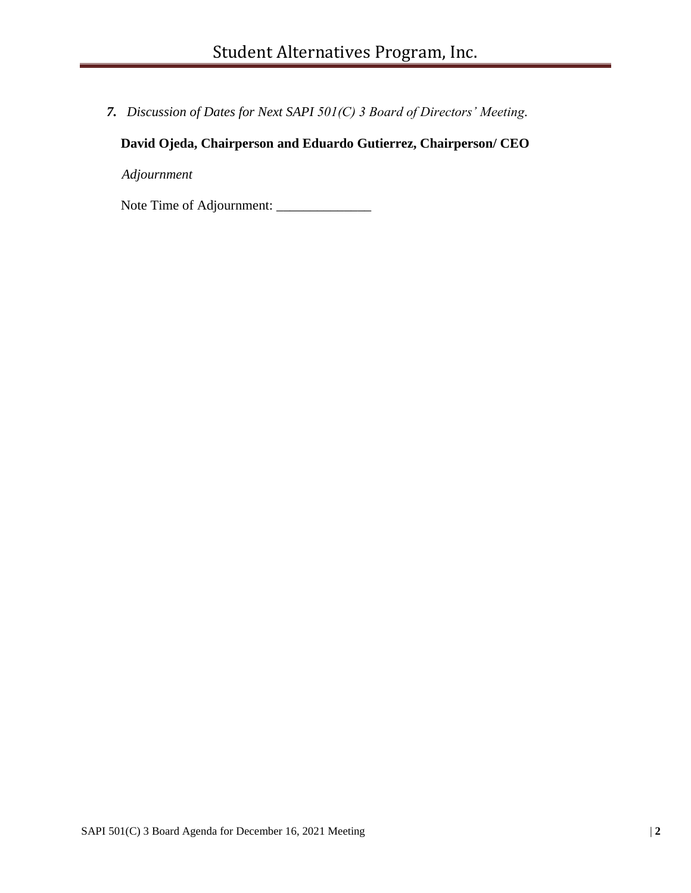***7.*** *Discussion of Dates for Next SAPI 501(C) 3 Board of Directors' Meeting.*

**David Ojeda, Chairperson and Eduardo Gutierrez, Chairperson/ CEO**

*Adjournment*

Note Time of Adjournment: ______________